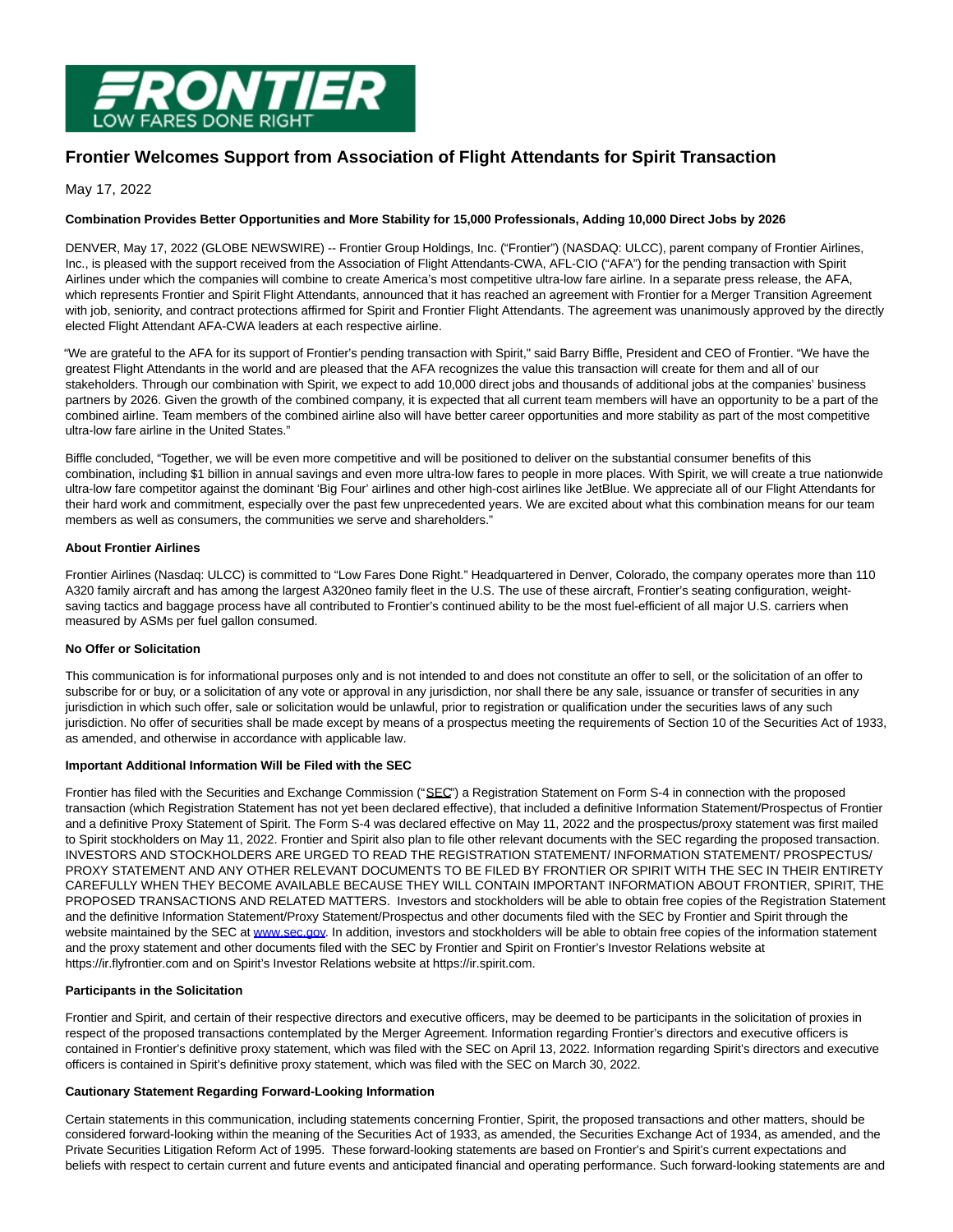# Frontier Welcomes Support from Association of Flight Attendants for Spirit Transaction

May 17, 2022

**Combination Provides Better Opportunities and More Stability for 15,000 Professionals, Adding 10,000 Direct Jobs by 2026**

DENVER, May 17, 2022 (GLOBE NEWSWIRE) -- Frontier Group Holdings, Inc. ("Frontier") (NASDAQ: ULCC), parent company of Frontier Airlines, Inc., is pleased with the support received from the Association of Flight Attendants-CWA, AFL-CIO ("AFA") for the pending transaction with Spirit Airlines under which the companies will combine to create America's most competitive ultra-low fare airline. In a separate press release, the AFA, which represents Frontier and Spirit Flight Attendants, announced that it has reached an agreement with Frontier for a Merger Transition Agreement with job, seniority, and contract protections affirmed for Spirit and Frontier Flight Attendants. The agreement was unanimously approved by the directly elected Flight Attendant AFA-CWA leaders at each respective airline.

"We are grateful to the AFA for its support of Frontier's pending transaction with Spirit," said Barry Biffle, President and CEO of Frontier. "We have the greatest Flight Attendants in the world and are pleased that the AFA recognizes the value this transaction will create for them and all of our stakeholders. Through our combination with Spirit, we expect to add 10,000 direct jobs and thousands of additional jobs at the companies' business partners by 2026. Given the growth of the combined company, it is expected that all current team members will have an opportunity to be a part of the combined airline. Team members of the combined airline also will have better career opportunities and more stability as part of the most competitive ultra-low fare airline in the United States."

Biffle concluded, "Together, we will be even more competitive and will be positioned to deliver on the substantial consumer benefits of this combination, including $1 billion in annual savings and even more ultra-low fares to people in more places. With Spirit, we will create a true nationwide ultra-low fare competitor against the dominant 'Big Four' airlines and other high-cost airlines like JetBlue. We appreciate all of our Flight Attendants for their hard work and commitment, especially over the past few unprecedented years. We are excited about what this combination means for our team members as well as consumers, the communities we serve and shareholders."

**About Frontier Airlines**

Frontier Airlines (Nasdaq: ULCC) is committed to "Low Fares Done Right." Headquartered in Denver, Colorado, the company operates more than 110 A320 family aircraft and has among the largest A320neo family fleet in the U.S. The use of these aircraft, Frontier's seating configuration, weight-saving tactics and baggage process have all contributed to Frontier's continued ability to be the most fuel-efficient of all major U.S. carriers when measured by ASMs per fuel gallon consumed.

**No Offer or Solicitation**

This communication is for informational purposes only and is not intended to and does not constitute an offer to sell, or the solicitation of an offer to subscribe for or buy, or a solicitation of any vote or approval in any jurisdiction, nor shall there be any sale, issuance or transfer of securities in any jurisdiction in which such offer, sale or solicitation would be unlawful, prior to registration or qualification under the securities laws of any such jurisdiction. No offer of securities shall be made except by means of a prospectus meeting the requirements of Section 10 of the Securities Act of 1933, as amended, and otherwise in accordance with applicable law.

**Important Additional Information Will be Filed with the SEC**

Frontier has filed with the Securities and Exchange Commission ("SEC") a Registration Statement on Form S-4 in connection with the proposed transaction (which Registration Statement has not yet been declared effective), that included a definitive Information Statement/Prospectus of Frontier and a definitive Proxy Statement of Spirit. The Form S-4 was declared effective on May 11, 2022 and the prospectus/proxy statement was first mailed to Spirit stockholders on May 11, 2022. Frontier and Spirit also plan to file other relevant documents with the SEC regarding the proposed transaction. INVESTORS AND STOCKHOLDERS ARE URGED TO READ THE REGISTRATION STATEMENT/ INFORMATION STATEMENT/ PROSPECTUS/ PROXY STATEMENT AND ANY OTHER RELEVANT DOCUMENTS TO BE FILED BY FRONTIER OR SPIRIT WITH THE SEC IN THEIR ENTIRETY CAREFULLY WHEN THEY BECOME AVAILABLE BECAUSE THEY WILL CONTAIN IMPORTANT INFORMATION ABOUT FRONTIER, SPIRIT, THE PROPOSED TRANSACTIONS AND RELATED MATTERS. Investors and stockholders will be able to obtain free copies of the Registration Statement and the definitive Information Statement/Proxy Statement/Prospectus and other documents filed with the SEC by Frontier and Spirit through the website maintained by the SEC at www.sec.gov. In addition, investors and stockholders will be able to obtain free copies of the information statement and the proxy statement and other documents filed with the SEC by Frontier and Spirit on Frontier's Investor Relations website at https://ir.flyfrontier.com and on Spirit's Investor Relations website at https://ir.spirit.com.

**Participants in the Solicitation**

Frontier and Spirit, and certain of their respective directors and executive officers, may be deemed to be participants in the solicitation of proxies in respect of the proposed transactions contemplated by the Merger Agreement. Information regarding Frontier's directors and executive officers is contained in Frontier's definitive proxy statement, which was filed with the SEC on April 13, 2022. Information regarding Spirit's directors and executive officers is contained in Spirit's definitive proxy statement, which was filed with the SEC on March 30, 2022.

**Cautionary Statement Regarding Forward-Looking Information**

Certain statements in this communication, including statements concerning Frontier, Spirit, the proposed transactions and other matters, should be considered forward-looking within the meaning of the Securities Act of 1933, as amended, the Securities Exchange Act of 1934, as amended, and the Private Securities Litigation Reform Act of 1995. These forward-looking statements are based on Frontier's and Spirit's current expectations and beliefs with respect to certain current and future events and anticipated financial and operating performance. Such forward-looking statements are and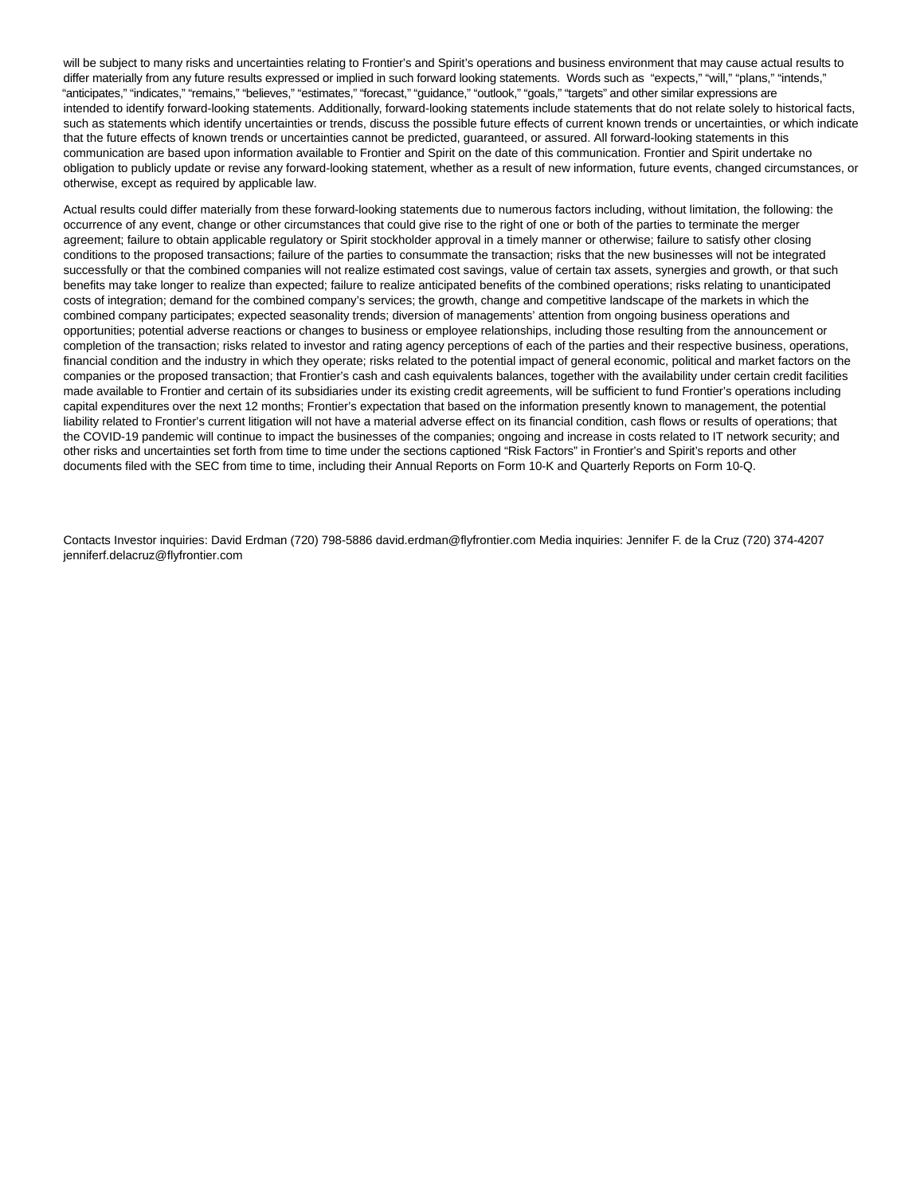will be subject to many risks and uncertainties relating to Frontier's and Spirit's operations and business environment that may cause actual results to differ materially from any future results expressed or implied in such forward looking statements. Words such as "expects," "will," "plans," "intends," "anticipates," "indicates," "remains," "believes," "estimates," "forecast," "guidance," "outlook," "goals," "targets" and other similar expressions are intended to identify forward-looking statements. Additionally, forward-looking statements include statements that do not relate solely to historical facts, such as statements which identify uncertainties or trends, discuss the possible future effects of current known trends or uncertainties, or which indicate that the future effects of known trends or uncertainties cannot be predicted, guaranteed, or assured. All forward-looking statements in this communication are based upon information available to Frontier and Spirit on the date of this communication. Frontier and Spirit undertake no obligation to publicly update or revise any forward-looking statement, whether as a result of new information, future events, changed circumstances, or otherwise, except as required by applicable law.

Actual results could differ materially from these forward-looking statements due to numerous factors including, without limitation, the following: the occurrence of any event, change or other circumstances that could give rise to the right of one or both of the parties to terminate the merger agreement; failure to obtain applicable regulatory or Spirit stockholder approval in a timely manner or otherwise; failure to satisfy other closing conditions to the proposed transactions; failure of the parties to consummate the transaction; risks that the new businesses will not be integrated successfully or that the combined companies will not realize estimated cost savings, value of certain tax assets, synergies and growth, or that such benefits may take longer to realize than expected; failure to realize anticipated benefits of the combined operations; risks relating to unanticipated costs of integration; demand for the combined company's services; the growth, change and competitive landscape of the markets in which the combined company participates; expected seasonality trends; diversion of managements' attention from ongoing business operations and opportunities; potential adverse reactions or changes to business or employee relationships, including those resulting from the announcement or completion of the transaction; risks related to investor and rating agency perceptions of each of the parties and their respective business, operations, financial condition and the industry in which they operate; risks related to the potential impact of general economic, political and market factors on the companies or the proposed transaction; that Frontier's cash and cash equivalents balances, together with the availability under certain credit facilities made available to Frontier and certain of its subsidiaries under its existing credit agreements, will be sufficient to fund Frontier's operations including capital expenditures over the next 12 months; Frontier's expectation that based on the information presently known to management, the potential liability related to Frontier's current litigation will not have a material adverse effect on its financial condition, cash flows or results of operations; that the COVID-19 pandemic will continue to impact the businesses of the companies; ongoing and increase in costs related to IT network security; and other risks and uncertainties set forth from time to time under the sections captioned "Risk Factors" in Frontier's and Spirit's reports and other documents filed with the SEC from time to time, including their Annual Reports on Form 10-K and Quarterly Reports on Form 10-Q.

Contacts Investor inquiries: David Erdman (720) 798-5886 david.erdman@flyfrontier.com Media inquiries: Jennifer F. de la Cruz (720) 374-4207 jenniferf.delacruz@flyfrontier.com